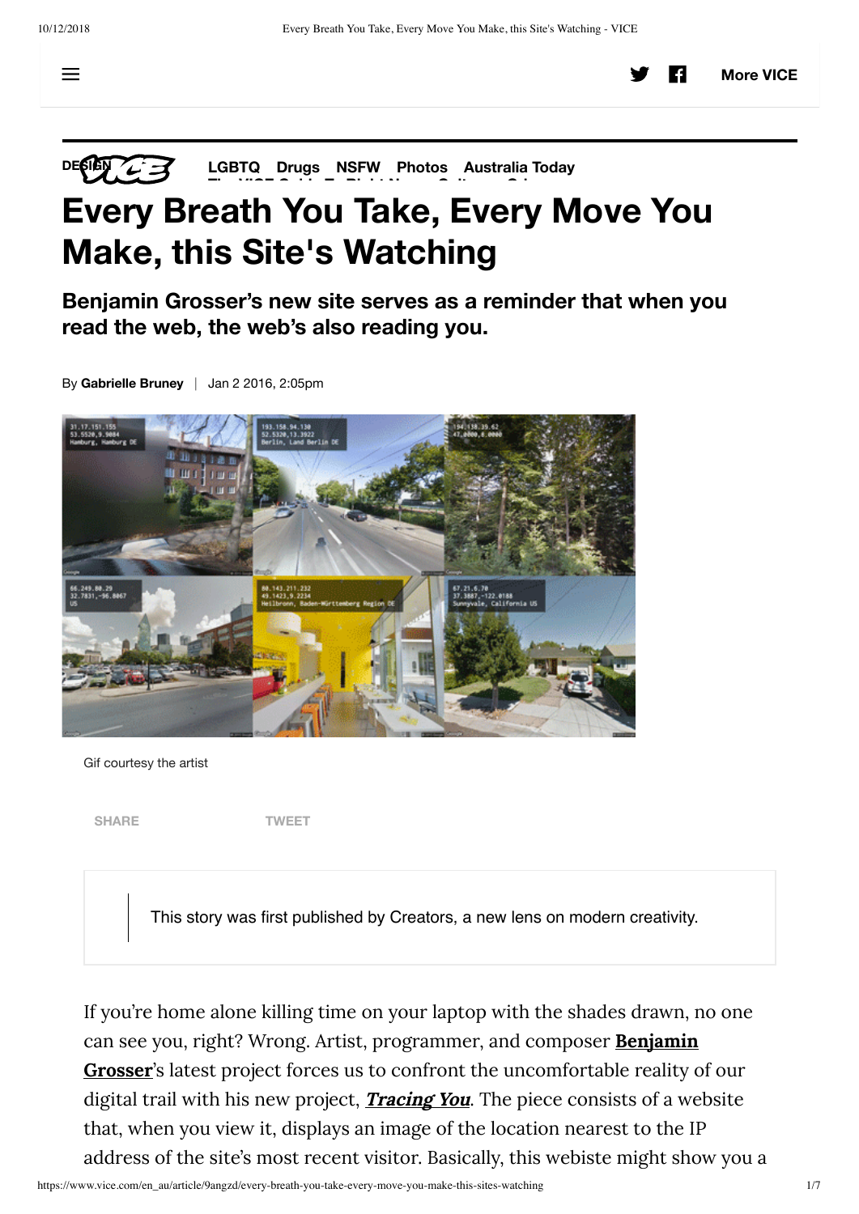# Every Breath You Take, Every Move You Make, this Site's Watching

**Benjamin Grosser's new site serves as a reminder that when you read the web, the web's also reading you.**

By **Gabrielle Bruney** | Jan 2 2016, 2:05pm

Gif courtesy the artist

SHARE TWEET

This story was first published by Creators, a new lens on modern creativity.

If you're home alone killing time on your laptop with the shades drawn, no one can see you, right? Wrong. Artist, programmer, and composer **Benjamin Grosser**'s latest project forces us to confront the uncomfortable reality of our digital trail with his new project, ***Tracing You***. The piece consists of a website that, when you view it, displays an image of the location nearest to the IP address of the site's most recent visitor. Basically, this webiste might show you a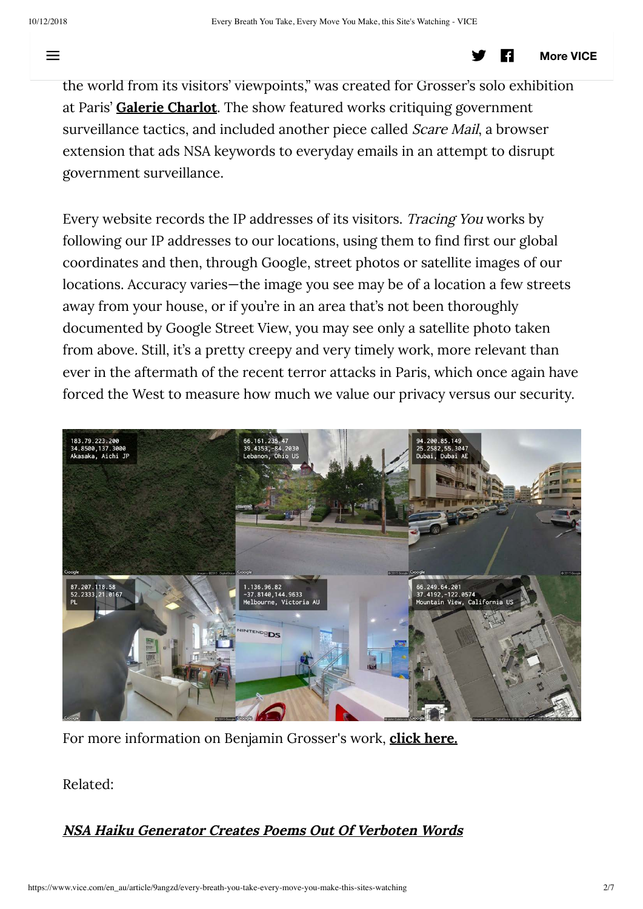the world from its visitors' viewpoints," was created for Grosser's solo exhibition at Paris' **Galerie Charlot**. The show featured works critiquing government surveillance tactics, and included another piece called *Scare Mail*, a browser extension that ads NSA keywords to everyday emails in an attempt to disrupt government surveillance.

Every website records the IP addresses of its visitors. *Tracing You* works by following our IP addresses to our locations, using them to find first our global coordinates and then, through Google, street photos or satellite images of our locations. Accuracy varies—the image you see may be of a location a few streets away from your house, or if you're in an area that's not been thoroughly documented by Google Street View, you may see only a satellite photo taken from above. Still, it's a pretty creepy and very timely work, more relevant than ever in the aftermath of the recent terror attacks in Paris, which once again have forced the West to measure how much we value our privacy versus our security.

For more information on Benjamin Grosser's work, **click here.**

Related:

***NSA Haiku Generator Creates Poems Out Of Verboten Words***